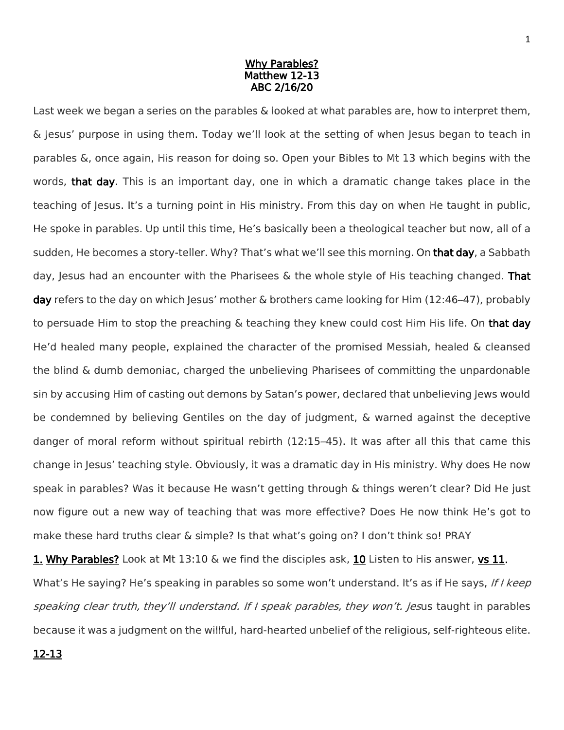**Why Parables?**
**Matthew 12-13**
**ABC 2/16/20**

Last week we began a series on the parables & looked at what parables are, how to interpret them, & Jesus' purpose in using them. Today we'll look at the setting of when Jesus began to teach in parables &, once again, His reason for doing so. Open your Bibles to Mt 13 which begins with the words, **that day**. This is an important day, one in which a dramatic change takes place in the teaching of Jesus. It's a turning point in His ministry. From this day on when He taught in public, He spoke in parables. Up until this time, He's basically been a theological teacher but now, all of a sudden, He becomes a story-teller. Why? That's what we'll see this morning. On **that day**, a Sabbath day, Jesus had an encounter with the Pharisees & the whole style of His teaching changed. **That day** refers to the day on which Jesus' mother & brothers came looking for Him (12:46–47), probably to persuade Him to stop the preaching & teaching they knew could cost Him His life. On **that day** He'd healed many people, explained the character of the promised Messiah, healed & cleansed the blind & dumb demoniac, charged the unbelieving Pharisees of committing the unpardonable sin by accusing Him of casting out demons by Satan's power, declared that unbelieving Jews would be condemned by believing Gentiles on the day of judgment, & warned against the deceptive danger of moral reform without spiritual rebirth (12:15–45). It was after all this that came this change in Jesus' teaching style. Obviously, it was a dramatic day in His ministry. Why does He now speak in parables? Was it because He wasn't getting through & things weren't clear? Did He just now figure out a new way of teaching that was more effective? Does He now think He's got to make these hard truths clear & simple? Is that what's going on? I don't think so! PRAY

**1. Why Parables?** Look at Mt 13:10 & we find the disciples ask, **10** Listen to His answer, **vs 11.** What's He saying? He's speaking in parables so some won't understand. It's as if He says, *If I keep speaking clear truth, they'll understand. If I speak parables, they won't.* Jesus taught in parables because it was a judgment on the willful, hard-hearted unbelief of the religious, self-righteous elite.

**12-13**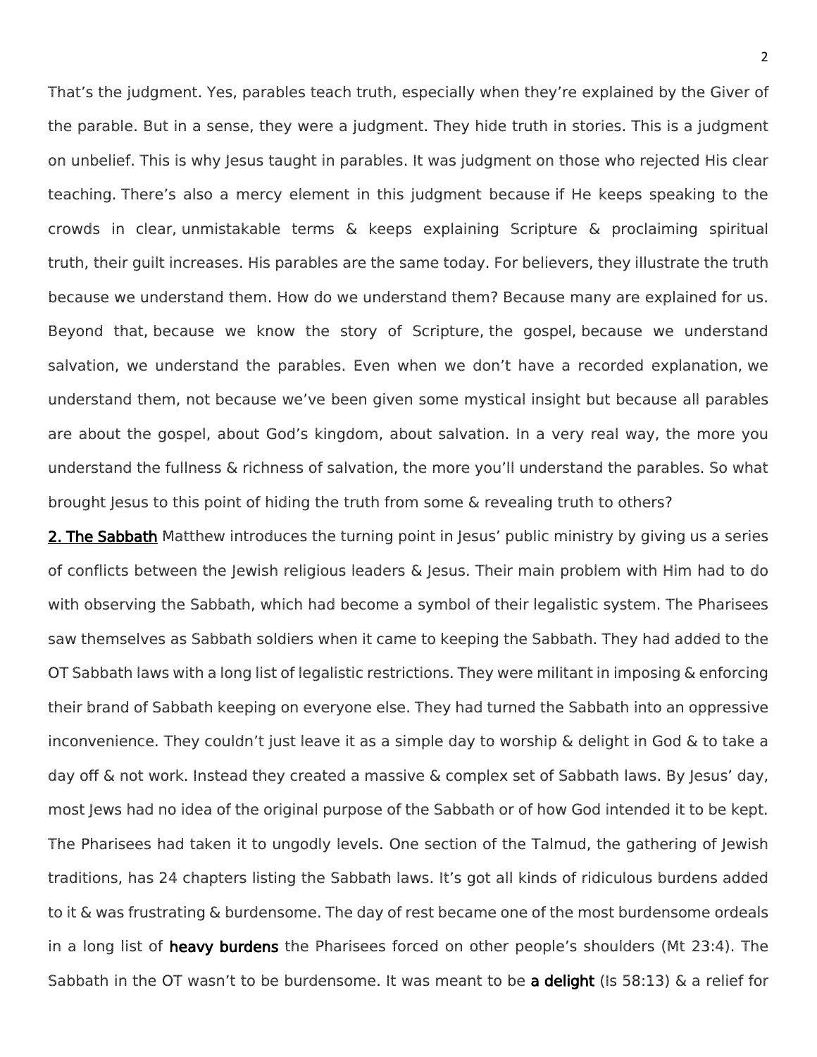That's the judgment. Yes, parables teach truth, especially when they're explained by the Giver of the parable. But in a sense, they were a judgment. They hide truth in stories. This is a judgment on unbelief. This is why Jesus taught in parables. It was judgment on those who rejected His clear teaching. There's also a mercy element in this judgment because if He keeps speaking to the crowds in clear, unmistakable terms & keeps explaining Scripture & proclaiming spiritual truth, their guilt increases. His parables are the same today. For believers, they illustrate the truth because we understand them. How do we understand them? Because many are explained for us. Beyond that, because we know the story of Scripture, the gospel, because we understand salvation, we understand the parables. Even when we don't have a recorded explanation, we understand them, not because we've been given some mystical insight but because all parables are about the gospel, about God's kingdom, about salvation. In a very real way, the more you understand the fullness & richness of salvation, the more you'll understand the parables. So what brought Jesus to this point of hiding the truth from some & revealing truth to others?

**2. The Sabbath** Matthew introduces the turning point in Jesus' public ministry by giving us a series of conflicts between the Jewish religious leaders & Jesus. Their main problem with Him had to do with observing the Sabbath, which had become a symbol of their legalistic system. The Pharisees saw themselves as Sabbath soldiers when it came to keeping the Sabbath. They had added to the OT Sabbath laws with a long list of legalistic restrictions. They were militant in imposing & enforcing their brand of Sabbath keeping on everyone else. They had turned the Sabbath into an oppressive inconvenience. They couldn't just leave it as a simple day to worship & delight in God & to take a day off & not work. Instead they created a massive & complex set of Sabbath laws. By Jesus' day, most Jews had no idea of the original purpose of the Sabbath or of how God intended it to be kept. The Pharisees had taken it to ungodly levels. One section of the Talmud, the gathering of Jewish traditions, has 24 chapters listing the Sabbath laws. It's got all kinds of ridiculous burdens added to it & was frustrating & burdensome. The day of rest became one of the most burdensome ordeals in a long list of **heavy burdens** the Pharisees forced on other people's shoulders (Mt 23:4). The Sabbath in the OT wasn't to be burdensome. It was meant to be **a delight** (Is 58:13) & a relief for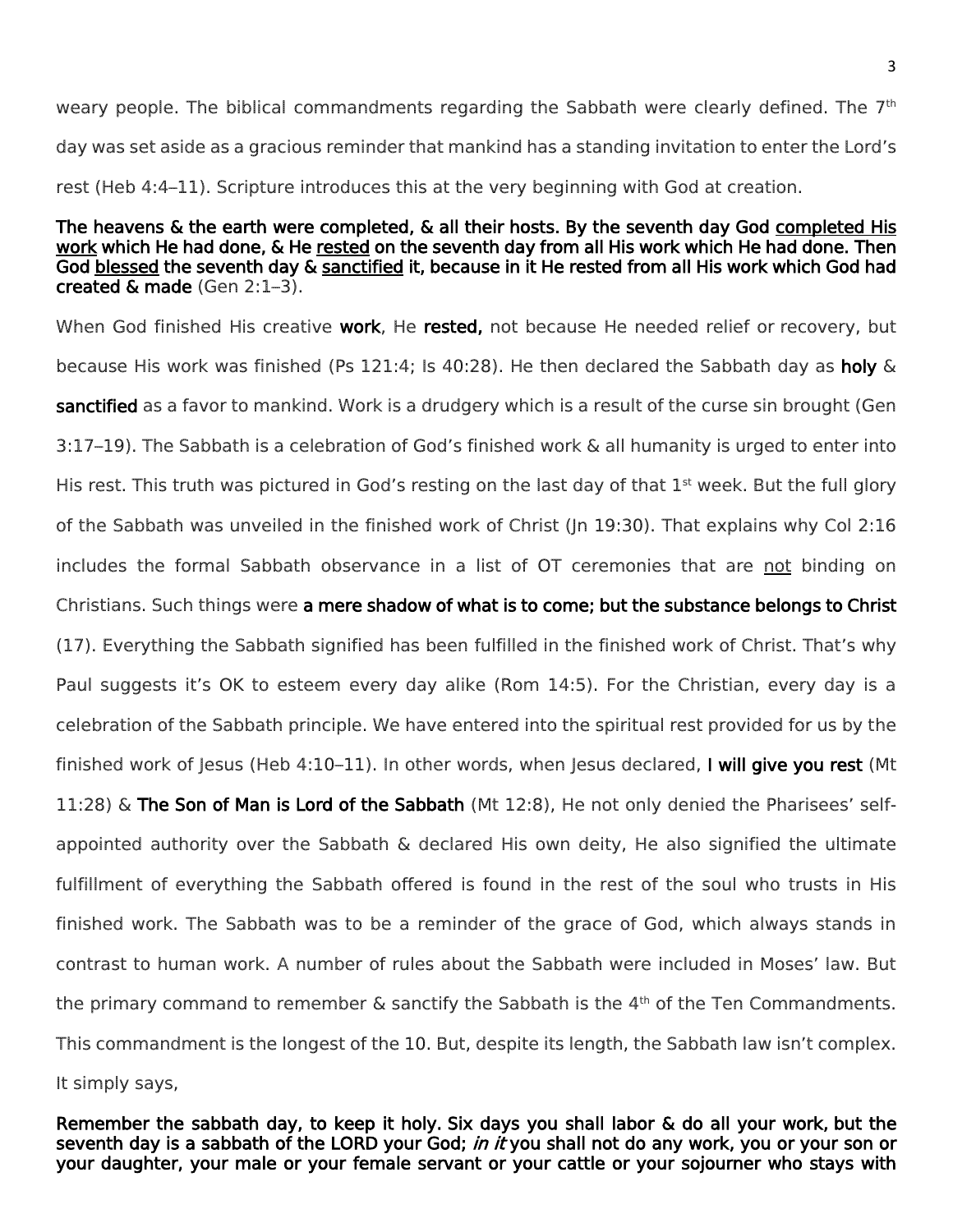weary people. The biblical commandments regarding the Sabbath were clearly defined. The 7th day was set aside as a gracious reminder that mankind has a standing invitation to enter the Lord's rest (Heb 4:4–11). Scripture introduces this at the very beginning with God at creation.

**The heavens & the earth were completed, & all their hosts. By the seventh day God <u>completed His work</u> which He had done, & He <u>rested</u> on the seventh day from all His work which He had done. Then God <u>blessed</u> the seventh day & <u>sanctified</u> it, because in it He rested from all His work which God had created & made** (Gen 2:1–3).

When God finished His creative **work**, He **rested,** not because He needed relief or recovery, but because His work was finished (Ps 121:4; Is 40:28). He then declared the Sabbath day as **holy** & **sanctified** as a favor to mankind. Work is a drudgery which is a result of the curse sin brought (Gen 3:17–19). The Sabbath is a celebration of God's finished work & all humanity is urged to enter into His rest. This truth was pictured in God's resting on the last day of that 1st week. But the full glory of the Sabbath was unveiled in the finished work of Christ (Jn 19:30). That explains why Col 2:16 includes the formal Sabbath observance in a list of OT ceremonies that are <u>not</u> binding on Christians. Such things were **a mere shadow of what is to come; but the substance belongs to Christ** (17). Everything the Sabbath signified has been fulfilled in the finished work of Christ. That's why Paul suggests it's OK to esteem every day alike (Rom 14:5). For the Christian, every day is a celebration of the Sabbath principle. We have entered into the spiritual rest provided for us by the finished work of Jesus (Heb 4:10–11). In other words, when Jesus declared, **I will give you rest** (Mt 11:28) & **The Son of Man is Lord of the Sabbath** (Mt 12:8), He not only denied the Pharisees' self-appointed authority over the Sabbath & declared His own deity, He also signified the ultimate fulfillment of everything the Sabbath offered is found in the rest of the soul who trusts in His finished work. The Sabbath was to be a reminder of the grace of God, which always stands in contrast to human work. A number of rules about the Sabbath were included in Moses' law. But the primary command to remember & sanctify the Sabbath is the 4th of the Ten Commandments. This commandment is the longest of the 10. But, despite its length, the Sabbath law isn't complex. It simply says,

**Remember the sabbath day, to keep it holy. Six days you shall labor & do all your work, but the seventh day is a sabbath of the LORD your God; *in it* you shall not do any work, you or your son or your daughter, your male or your female servant or your cattle or your sojourner who stays with**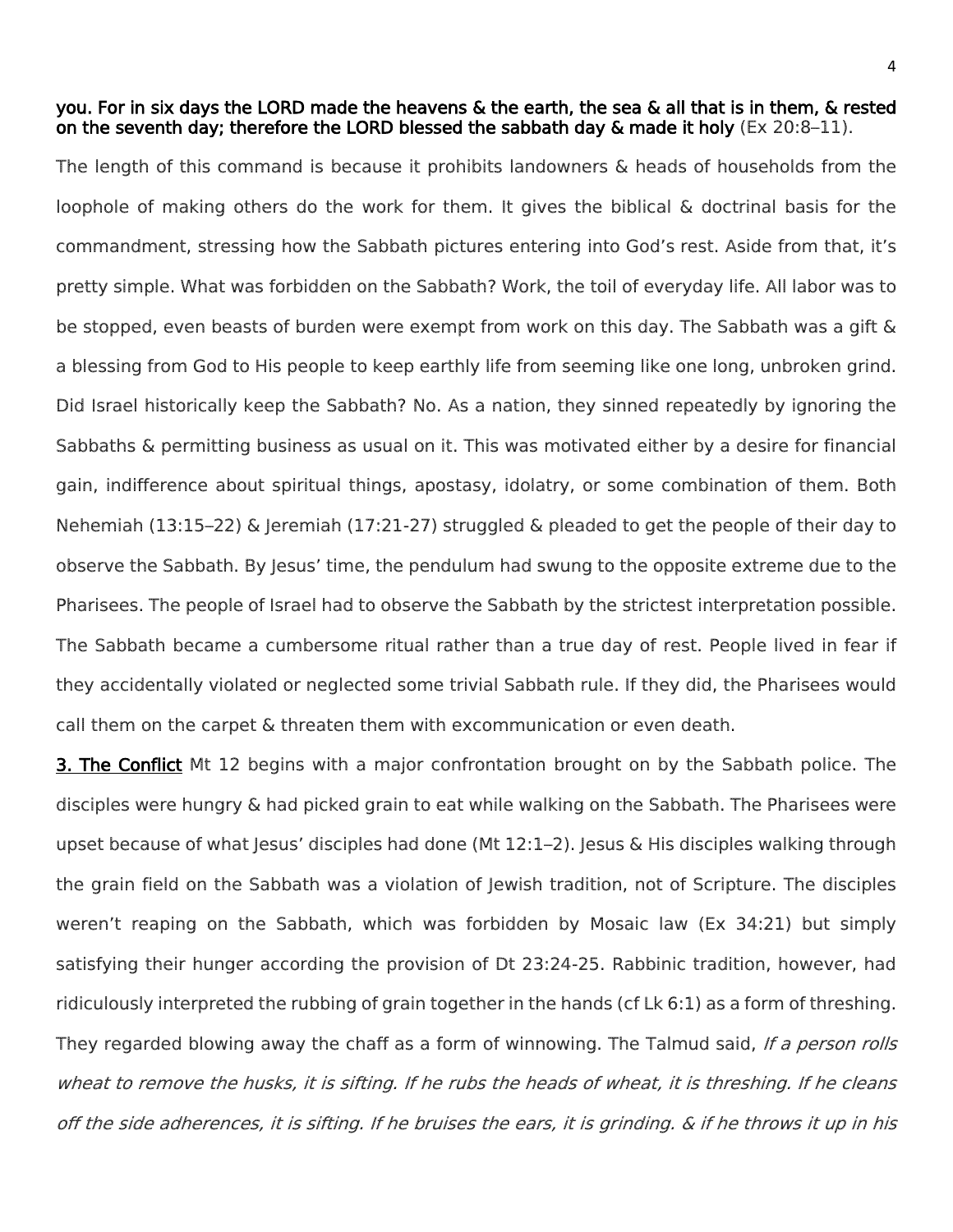**you. For in six days the LORD made the heavens & the earth, the sea & all that is in them, & rested on the seventh day; therefore the LORD blessed the sabbath day & made it holy** (Ex 20:8–11).

The length of this command is because it prohibits landowners & heads of households from the loophole of making others do the work for them. It gives the biblical & doctrinal basis for the commandment, stressing how the Sabbath pictures entering into God's rest. Aside from that, it's pretty simple. What was forbidden on the Sabbath? Work, the toil of everyday life. All labor was to be stopped, even beasts of burden were exempt from work on this day. The Sabbath was a gift & a blessing from God to His people to keep earthly life from seeming like one long, unbroken grind. Did Israel historically keep the Sabbath? No. As a nation, they sinned repeatedly by ignoring the Sabbaths & permitting business as usual on it. This was motivated either by a desire for financial gain, indifference about spiritual things, apostasy, idolatry, or some combination of them. Both Nehemiah (13:15–22) & Jeremiah (17:21-27) struggled & pleaded to get the people of their day to observe the Sabbath. By Jesus' time, the pendulum had swung to the opposite extreme due to the Pharisees. The people of Israel had to observe the Sabbath by the strictest interpretation possible. The Sabbath became a cumbersome ritual rather than a true day of rest. People lived in fear if they accidentally violated or neglected some trivial Sabbath rule. If they did, the Pharisees would call them on the carpet & threaten them with excommunication or even death.

**3. The Conflict** Mt 12 begins with a major confrontation brought on by the Sabbath police. The disciples were hungry & had picked grain to eat while walking on the Sabbath. The Pharisees were upset because of what Jesus' disciples had done (Mt 12:1–2). Jesus & His disciples walking through the grain field on the Sabbath was a violation of Jewish tradition, not of Scripture. The disciples weren't reaping on the Sabbath, which was forbidden by Mosaic law (Ex 34:21) but simply satisfying their hunger according the provision of Dt 23:24-25. Rabbinic tradition, however, had ridiculously interpreted the rubbing of grain together in the hands (cf Lk 6:1) as a form of threshing. They regarded blowing away the chaff as a form of winnowing. The Talmud said, *If a person rolls wheat to remove the husks, it is sifting. If he rubs the heads of wheat, it is threshing. If he cleans off the side adherences, it is sifting. If he bruises the ears, it is grinding. & if he throws it up in his*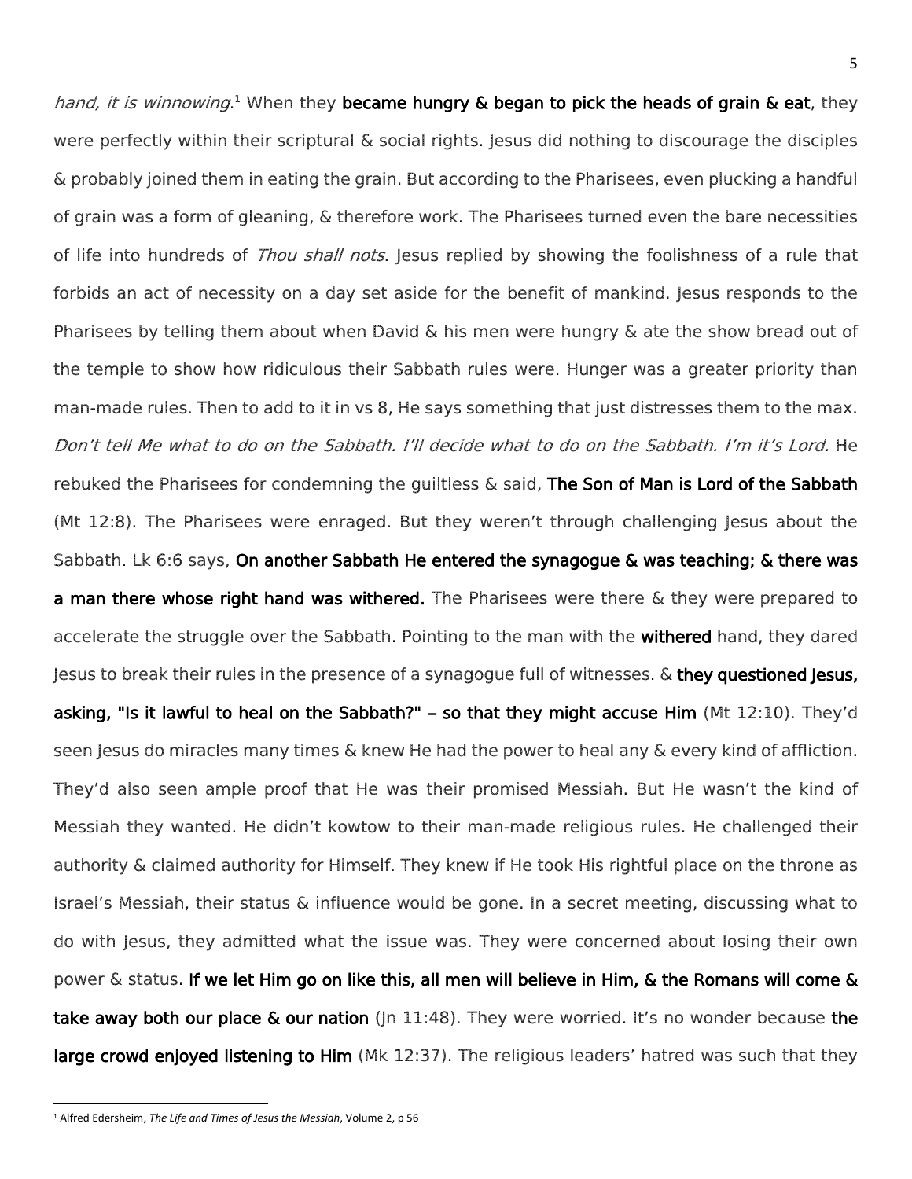*hand, it is winnowing*.[1] When they **became hungry & began to pick the heads of grain & eat**, they were perfectly within their scriptural & social rights. Jesus did nothing to discourage the disciples & probably joined them in eating the grain. But according to the Pharisees, even plucking a handful of grain was a form of gleaning, & therefore work. The Pharisees turned even the bare necessities of life into hundreds of *Thou shall nots*. Jesus replied by showing the foolishness of a rule that forbids an act of necessity on a day set aside for the benefit of mankind. Jesus responds to the Pharisees by telling them about when David & his men were hungry & ate the show bread out of the temple to show how ridiculous their Sabbath rules were. Hunger was a greater priority than man-made rules. Then to add to it in vs 8, He says something that just distresses them to the max. *Don't tell Me what to do on the Sabbath. I'll decide what to do on the Sabbath. I'm it's Lord.* He rebuked the Pharisees for condemning the guiltless & said, **The Son of Man is Lord of the Sabbath** (Mt 12:8). The Pharisees were enraged. But they weren't through challenging Jesus about the Sabbath. Lk 6:6 says, **On another Sabbath He entered the synagogue & was teaching; & there was a man there whose right hand was withered.** The Pharisees were there & they were prepared to accelerate the struggle over the Sabbath. Pointing to the man with the **withered** hand, they dared Jesus to break their rules in the presence of a synagogue full of witnesses. & **they questioned Jesus, asking, "Is it lawful to heal on the Sabbath?" – so that they might accuse Him** (Mt 12:10). They'd seen Jesus do miracles many times & knew He had the power to heal any & every kind of affliction. They'd also seen ample proof that He was their promised Messiah. But He wasn't the kind of Messiah they wanted. He didn't kowtow to their man-made religious rules. He challenged their authority & claimed authority for Himself. They knew if He took His rightful place on the throne as Israel's Messiah, their status & influence would be gone. In a secret meeting, discussing what to do with Jesus, they admitted what the issue was. They were concerned about losing their own power & status. **If we let Him go on like this, all men will believe in Him, & the Romans will come & take away both our place & our nation** (Jn 11:48). They were worried. It's no wonder because **the large crowd enjoyed listening to Him** (Mk 12:37). The religious leaders' hatred was such that they

---

[1] Alfred Edersheim, *The Life and Times of Jesus the Messiah*, Volume 2, p 56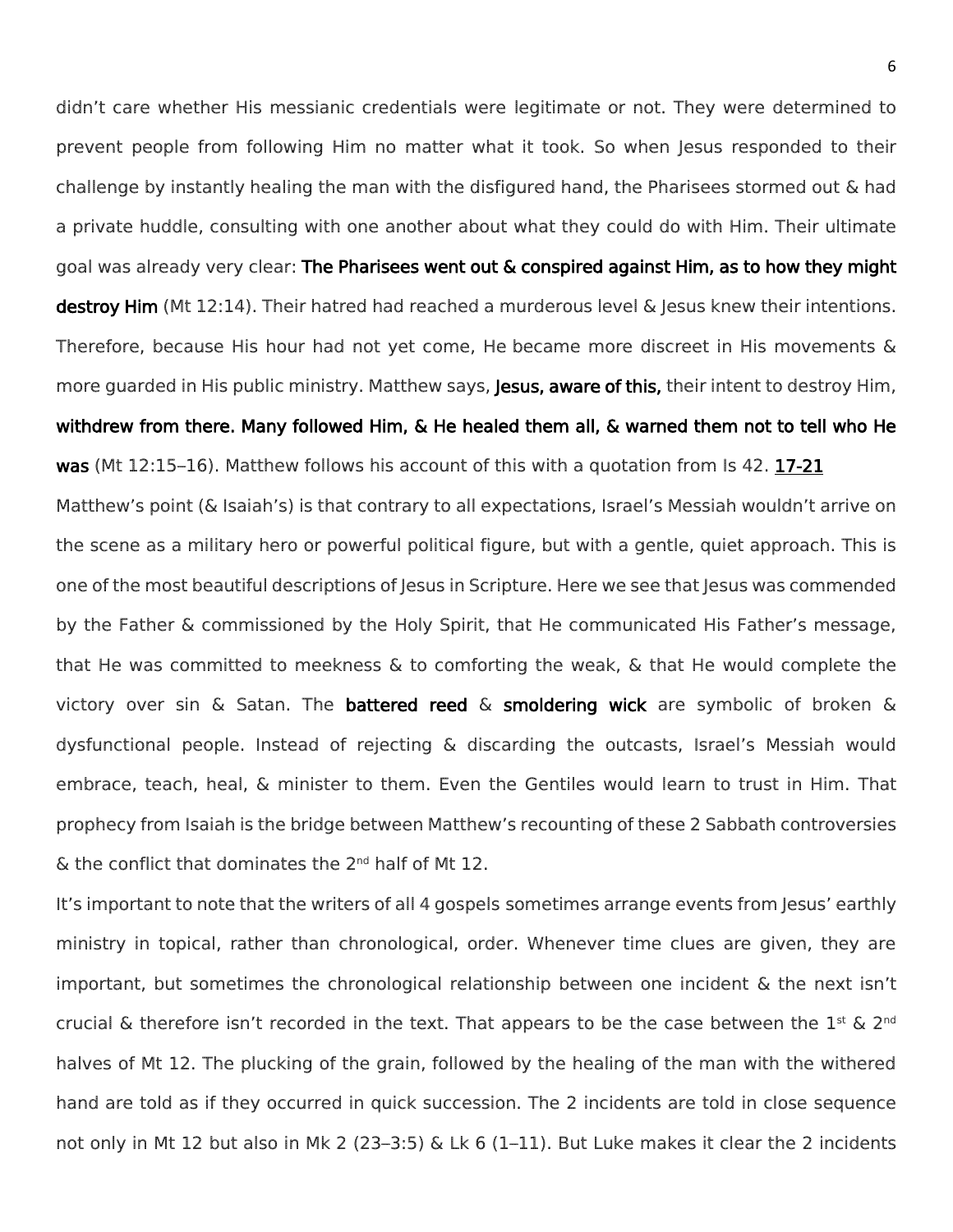didn't care whether His messianic credentials were legitimate or not. They were determined to prevent people from following Him no matter what it took. So when Jesus responded to their challenge by instantly healing the man with the disfigured hand, the Pharisees stormed out & had a private huddle, consulting with one another about what they could do with Him. Their ultimate goal was already very clear: **The Pharisees went out & conspired against Him, as to how they might destroy Him** (Mt 12:14). Their hatred had reached a murderous level & Jesus knew their intentions. Therefore, because His hour had not yet come, He became more discreet in His movements & more guarded in His public ministry. Matthew says, **Jesus, aware of this,** their intent to destroy Him, **withdrew from there. Many followed Him, & He healed them all, & warned them not to tell who He was** (Mt 12:15–16). Matthew follows his account of this with a quotation from Is 42. **17-21**

Matthew's point (& Isaiah's) is that contrary to all expectations, Israel's Messiah wouldn't arrive on the scene as a military hero or powerful political figure, but with a gentle, quiet approach. This is one of the most beautiful descriptions of Jesus in Scripture. Here we see that Jesus was commended by the Father & commissioned by the Holy Spirit, that He communicated His Father's message, that He was committed to meekness & to comforting the weak, & that He would complete the victory over sin & Satan. The **battered reed** & **smoldering wick** are symbolic of broken & dysfunctional people. Instead of rejecting & discarding the outcasts, Israel's Messiah would embrace, teach, heal, & minister to them. Even the Gentiles would learn to trust in Him. That prophecy from Isaiah is the bridge between Matthew's recounting of these 2 Sabbath controversies & the conflict that dominates the 2nd half of Mt 12.

It's important to note that the writers of all 4 gospels sometimes arrange events from Jesus' earthly ministry in topical, rather than chronological, order. Whenever time clues are given, they are important, but sometimes the chronological relationship between one incident & the next isn't crucial & therefore isn't recorded in the text. That appears to be the case between the 1st & 2nd halves of Mt 12. The plucking of the grain, followed by the healing of the man with the withered hand are told as if they occurred in quick succession. The 2 incidents are told in close sequence not only in Mt 12 but also in Mk 2 (23–3:5) & Lk 6 (1–11). But Luke makes it clear the 2 incidents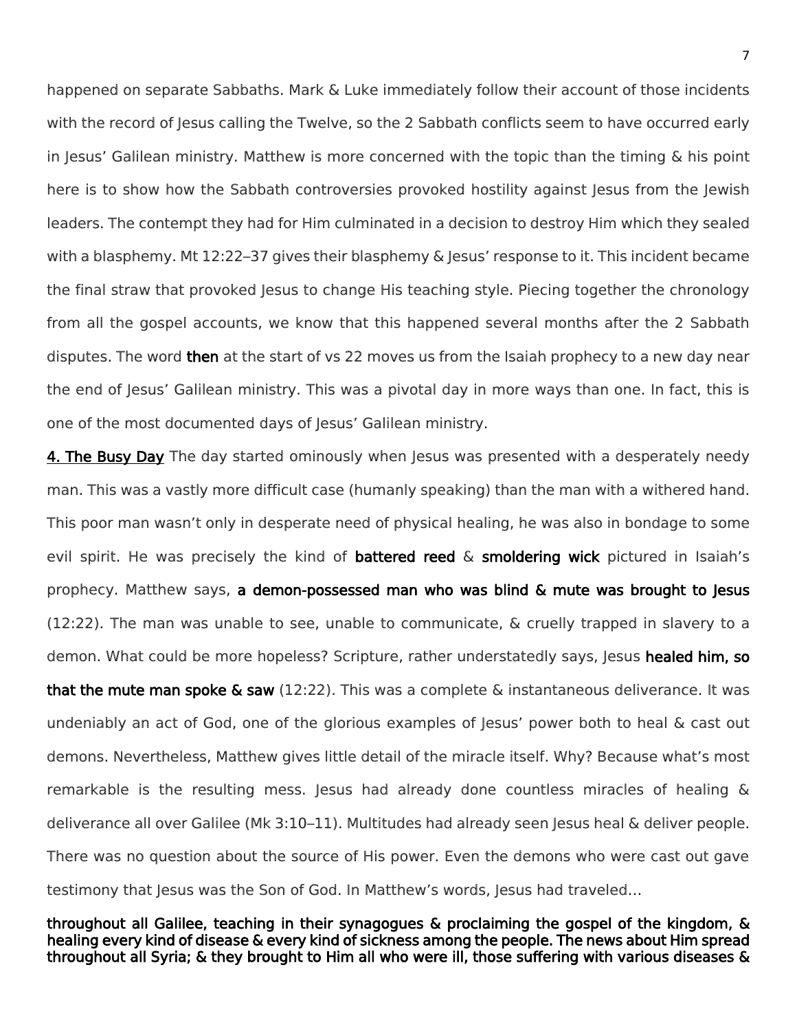happened on separate Sabbaths. Mark & Luke immediately follow their account of those incidents with the record of Jesus calling the Twelve, so the 2 Sabbath conflicts seem to have occurred early in Jesus' Galilean ministry. Matthew is more concerned with the topic than the timing & his point here is to show how the Sabbath controversies provoked hostility against Jesus from the Jewish leaders. The contempt they had for Him culminated in a decision to destroy Him which they sealed with a blasphemy. Mt 12:22–37 gives their blasphemy & Jesus' response to it. This incident became the final straw that provoked Jesus to change His teaching style. Piecing together the chronology from all the gospel accounts, we know that this happened several months after the 2 Sabbath disputes. The word **then** at the start of vs 22 moves us from the Isaiah prophecy to a new day near the end of Jesus' Galilean ministry. This was a pivotal day in more ways than one. In fact, this is one of the most documented days of Jesus' Galilean ministry.

**4. The Busy Day** The day started ominously when Jesus was presented with a desperately needy man. This was a vastly more difficult case (humanly speaking) than the man with a withered hand. This poor man wasn't only in desperate need of physical healing, he was also in bondage to some evil spirit. He was precisely the kind of **battered reed** & **smoldering wick** pictured in Isaiah's prophecy. Matthew says, **a demon-possessed man who was blind & mute was brought to Jesus** (12:22). The man was unable to see, unable to communicate, & cruelly trapped in slavery to a demon. What could be more hopeless? Scripture, rather understatedly says, Jesus **healed him, so that the mute man spoke & saw** (12:22). This was a complete & instantaneous deliverance. It was undeniably an act of God, one of the glorious examples of Jesus' power both to heal & cast out demons. Nevertheless, Matthew gives little detail of the miracle itself. Why? Because what's most remarkable is the resulting mess. Jesus had already done countless miracles of healing & deliverance all over Galilee (Mk 3:10–11). Multitudes had already seen Jesus heal & deliver people. There was no question about the source of His power. Even the demons who were cast out gave testimony that Jesus was the Son of God. In Matthew's words, Jesus had traveled…

**throughout all Galilee, teaching in their synagogues & proclaiming the gospel of the kingdom, & healing every kind of disease & every kind of sickness among the people. The news about Him spread throughout all Syria; & they brought to Him all who were ill, those suffering with various diseases &**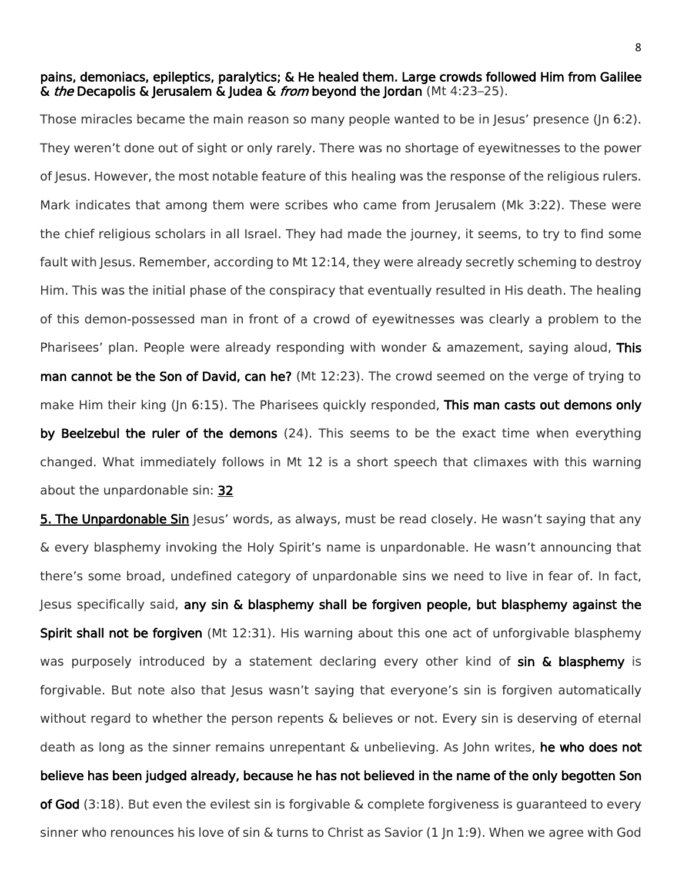**pains, demoniacs, epileptics, paralytics; & He healed them. Large crowds followed Him from Galilee & *the* Decapolis & Jerusalem & Judea & *from* beyond the Jordan** (Mt 4:23–25).

Those miracles became the main reason so many people wanted to be in Jesus' presence (Jn 6:2). They weren't done out of sight or only rarely. There was no shortage of eyewitnesses to the power of Jesus. However, the most notable feature of this healing was the response of the religious rulers. Mark indicates that among them were scribes who came from Jerusalem (Mk 3:22). These were the chief religious scholars in all Israel. They had made the journey, it seems, to try to find some fault with Jesus. Remember, according to Mt 12:14, they were already secretly scheming to destroy Him. This was the initial phase of the conspiracy that eventually resulted in His death. The healing of this demon-possessed man in front of a crowd of eyewitnesses was clearly a problem to the Pharisees' plan. People were already responding with wonder & amazement, saying aloud, **This man cannot be the Son of David, can he?** (Mt 12:23). The crowd seemed on the verge of trying to make Him their king (Jn 6:15). The Pharisees quickly responded, **This man casts out demons only by Beelzebul the ruler of the demons** (24). This seems to be the exact time when everything changed. What immediately follows in Mt 12 is a short speech that climaxes with this warning about the unpardonable sin: **32**

**5. The Unpardonable Sin** Jesus' words, as always, must be read closely. He wasn't saying that any & every blasphemy invoking the Holy Spirit's name is unpardonable. He wasn't announcing that there's some broad, undefined category of unpardonable sins we need to live in fear of. In fact, Jesus specifically said, **any sin & blasphemy shall be forgiven people, but blasphemy against the Spirit shall not be forgiven** (Mt 12:31). His warning about this one act of unforgivable blasphemy was purposely introduced by a statement declaring every other kind of **sin & blasphemy** is forgivable. But note also that Jesus wasn't saying that everyone's sin is forgiven automatically without regard to whether the person repents & believes or not. Every sin is deserving of eternal death as long as the sinner remains unrepentant & unbelieving. As John writes, **he who does not believe has been judged already, because he has not believed in the name of the only begotten Son of God** (3:18). But even the evilest sin is forgivable & complete forgiveness is guaranteed to every sinner who renounces his love of sin & turns to Christ as Savior (1 Jn 1:9). When we agree with God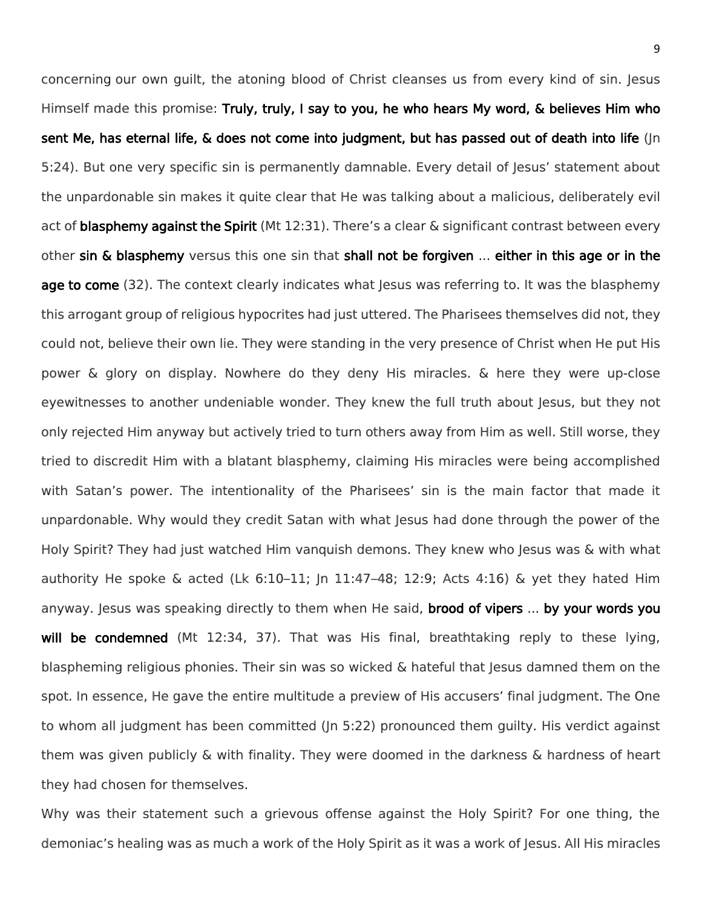concerning our own guilt, the atoning blood of Christ cleanses us from every kind of sin. Jesus Himself made this promise: **Truly, truly, I say to you, he who hears My word, & believes Him who sent Me, has eternal life, & does not come into judgment, but has passed out of death into life** (Jn 5:24). But one very specific sin is permanently damnable. Every detail of Jesus' statement about the unpardonable sin makes it quite clear that He was talking about a malicious, deliberately evil act of **blasphemy against the Spirit** (Mt 12:31). There's a clear & significant contrast between every other **sin & blasphemy** versus this one sin that **shall not be forgiven** … **either in this age or in the age to come** (32). The context clearly indicates what Jesus was referring to. It was the blasphemy this arrogant group of religious hypocrites had just uttered. The Pharisees themselves did not, they could not, believe their own lie. They were standing in the very presence of Christ when He put His power & glory on display. Nowhere do they deny His miracles. & here they were up-close eyewitnesses to another undeniable wonder. They knew the full truth about Jesus, but they not only rejected Him anyway but actively tried to turn others away from Him as well. Still worse, they tried to discredit Him with a blatant blasphemy, claiming His miracles were being accomplished with Satan's power. The intentionality of the Pharisees' sin is the main factor that made it unpardonable. Why would they credit Satan with what Jesus had done through the power of the Holy Spirit? They had just watched Him vanquish demons. They knew who Jesus was & with what authority He spoke & acted (Lk 6:10–11; Jn 11:47–48; 12:9; Acts 4:16) & yet they hated Him anyway. Jesus was speaking directly to them when He said, **brood of vipers** … **by your words you will be condemned** (Mt 12:34, 37). That was His final, breathtaking reply to these lying, blaspheming religious phonies. Their sin was so wicked & hateful that Jesus damned them on the spot. In essence, He gave the entire multitude a preview of His accusers' final judgment. The One to whom all judgment has been committed (Jn 5:22) pronounced them guilty. His verdict against them was given publicly & with finality. They were doomed in the darkness & hardness of heart they had chosen for themselves.

Why was their statement such a grievous offense against the Holy Spirit? For one thing, the demoniac's healing was as much a work of the Holy Spirit as it was a work of Jesus. All His miracles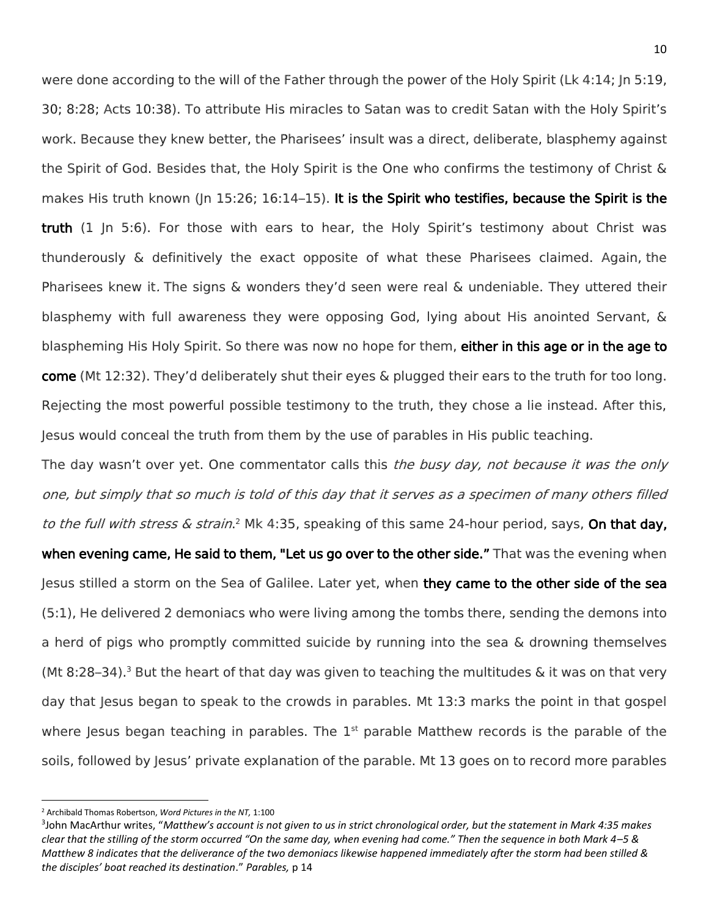were done according to the will of the Father through the power of the Holy Spirit (Lk 4:14; Jn 5:19, 30; 8:28; Acts 10:38). To attribute His miracles to Satan was to credit Satan with the Holy Spirit's work. Because they knew better, the Pharisees' insult was a direct, deliberate, blasphemy against the Spirit of God. Besides that, the Holy Spirit is the One who confirms the testimony of Christ & makes His truth known (Jn 15:26; 16:14–15). **It is the Spirit who testifies, because the Spirit is the truth** (1 Jn 5:6). For those with ears to hear, the Holy Spirit's testimony about Christ was thunderously & definitively the exact opposite of what these Pharisees claimed. Again, the Pharisees knew it. The signs & wonders they'd seen were real & undeniable. They uttered their blasphemy with full awareness they were opposing God, lying about His anointed Servant, & blaspheming His Holy Spirit. So there was now no hope for them, **either in this age or in the age to come** (Mt 12:32). They'd deliberately shut their eyes & plugged their ears to the truth for too long. Rejecting the most powerful possible testimony to the truth, they chose a lie instead. After this, Jesus would conceal the truth from them by the use of parables in His public teaching.

The day wasn't over yet. One commentator calls this *the busy day, not because it was the only one, but simply that so much is told of this day that it serves as a specimen of many others filled to the full with stress & strain.*[2] Mk 4:35, speaking of this same 24-hour period, says, **On that day, when evening came, He said to them, "Let us go over to the other side."** That was the evening when Jesus stilled a storm on the Sea of Galilee. Later yet, when **they came to the other side of the sea** (5:1), He delivered 2 demoniacs who were living among the tombs there, sending the demons into a herd of pigs who promptly committed suicide by running into the sea & drowning themselves (Mt 8:28–34).[3] But the heart of that day was given to teaching the multitudes & it was on that very day that Jesus began to speak to the crowds in parables. Mt 13:3 marks the point in that gospel where Jesus began teaching in parables. The 1st parable Matthew records is the parable of the soils, followed by Jesus' private explanation of the parable. Mt 13 goes on to record more parables

---

[2] Archibald Thomas Robertson, *Word Pictures in the NT,* 1:100

[3] John MacArthur writes, "*Matthew's account is not given to us in strict chronological order, but the statement in Mark 4:35 makes clear that the stilling of the storm occurred "On the same day, when evening had come." Then the sequence in both Mark 4–5 & Matthew 8 indicates that the deliverance of the two demoniacs likewise happened immediately after the storm had been stilled & the disciples' boat reached its destination*." *Parables,* p 14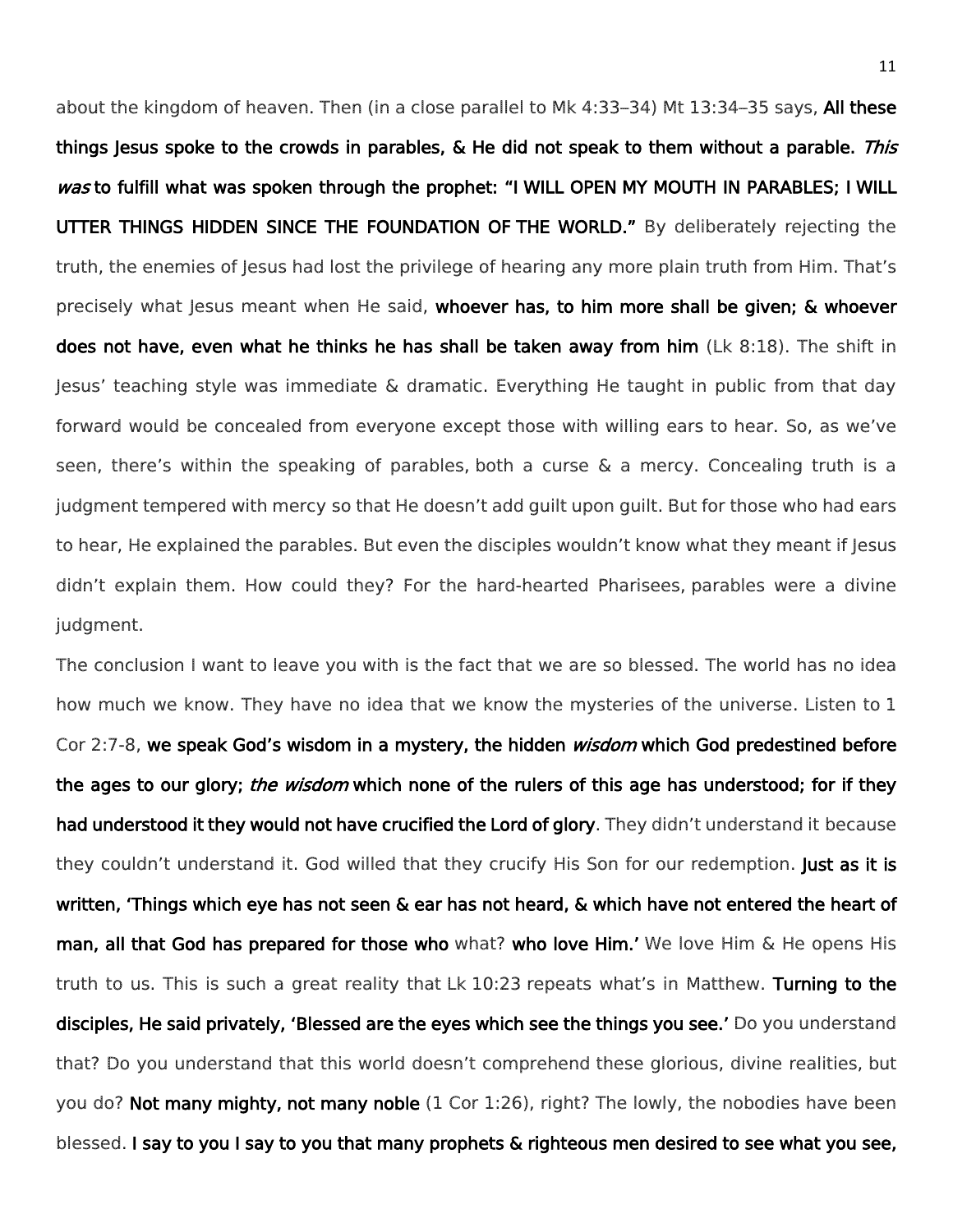about the kingdom of heaven. Then (in a close parallel to Mk 4:33–34) Mt 13:34–35 says, **All these things Jesus spoke to the crowds in parables, & He did not speak to them without a parable.** ***This was*** **to fulfill what was spoken through the prophet: "I WILL OPEN MY MOUTH IN PARABLES; I WILL UTTER THINGS HIDDEN SINCE THE FOUNDATION OF THE WORLD."** By deliberately rejecting the truth, the enemies of Jesus had lost the privilege of hearing any more plain truth from Him. That's precisely what Jesus meant when He said, **whoever has, to him more shall be given; & whoever does not have, even what he thinks he has shall be taken away from him** (Lk 8:18). The shift in Jesus' teaching style was immediate & dramatic. Everything He taught in public from that day forward would be concealed from everyone except those with willing ears to hear. So, as we've seen, there's within the speaking of parables, both a curse & a mercy. Concealing truth is a judgment tempered with mercy so that He doesn't add guilt upon guilt. But for those who had ears to hear, He explained the parables. But even the disciples wouldn't know what they meant if Jesus didn't explain them. How could they? For the hard-hearted Pharisees, parables were a divine judgment.

The conclusion I want to leave you with is the fact that we are so blessed. The world has no idea how much we know. They have no idea that we know the mysteries of the universe. Listen to 1 Cor 2:7-8, **we speak God's wisdom in a mystery, the hidden** ***wisdom*** **which God predestined before the ages to our glory;** ***the wisdom*** **which none of the rulers of this age has understood; for if they had understood it they would not have crucified the Lord of glory**. They didn't understand it because they couldn't understand it. God willed that they crucify His Son for our redemption. **Just as it is written, 'Things which eye has not seen & ear has not heard, & which have not entered the heart of man, all that God has prepared for those who** what? **who love Him.'** We love Him & He opens His truth to us. This is such a great reality that Lk 10:23 repeats what's in Matthew. **Turning to the disciples, He said privately, 'Blessed are the eyes which see the things you see.'** Do you understand that? Do you understand that this world doesn't comprehend these glorious, divine realities, but you do? **Not many mighty, not many noble** (1 Cor 1:26), right? The lowly, the nobodies have been blessed. **I say to you I say to you that many prophets & righteous men desired to see what you see,**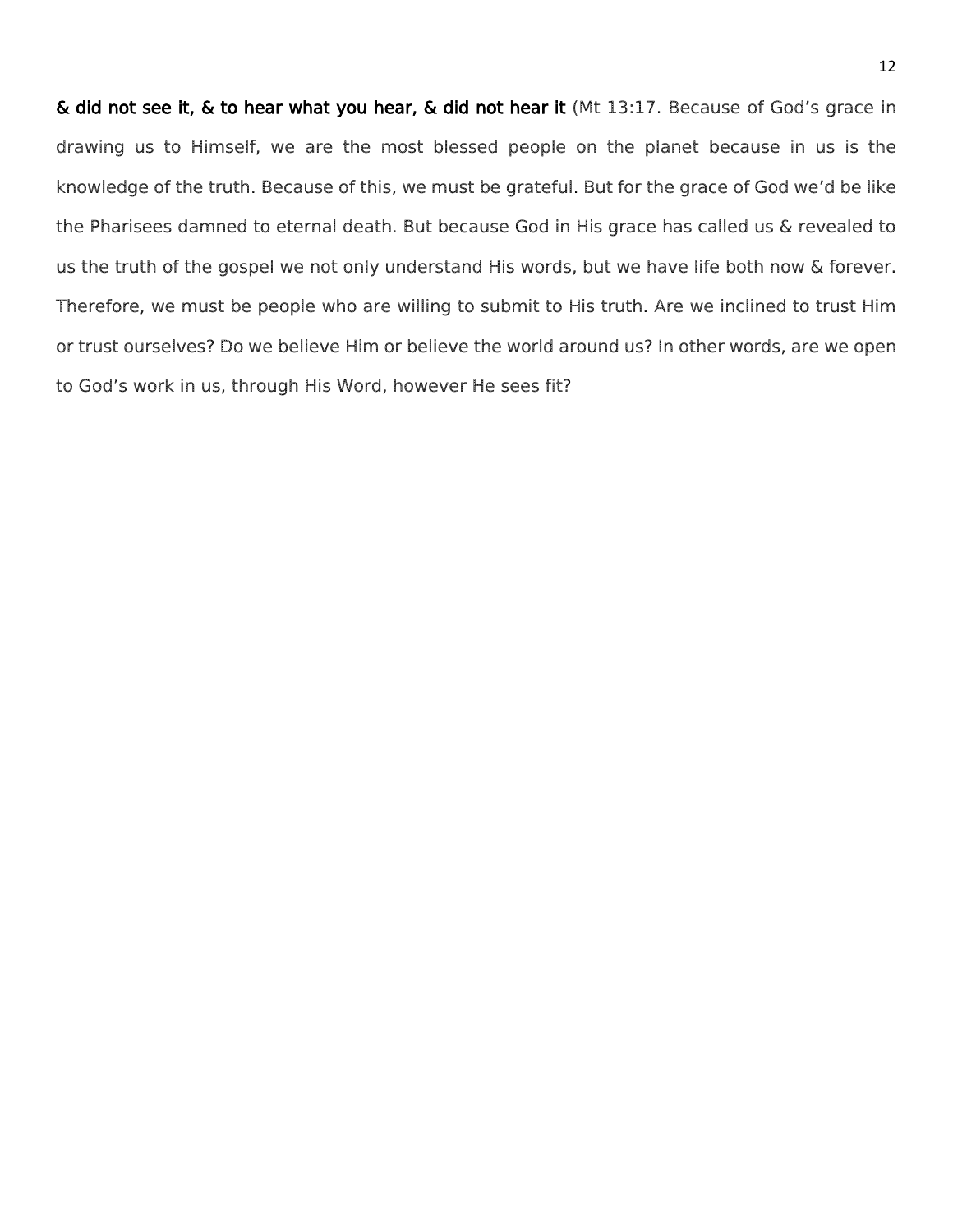**& did not see it, & to hear what you hear, & did not hear it** (Mt 13:17. Because of God's grace in drawing us to Himself, we are the most blessed people on the planet because in us is the knowledge of the truth. Because of this, we must be grateful. But for the grace of God we'd be like the Pharisees damned to eternal death. But because God in His grace has called us & revealed to us the truth of the gospel we not only understand His words, but we have life both now & forever. Therefore, we must be people who are willing to submit to His truth. Are we inclined to trust Him or trust ourselves? Do we believe Him or believe the world around us? In other words, are we open to God's work in us, through His Word, however He sees fit?